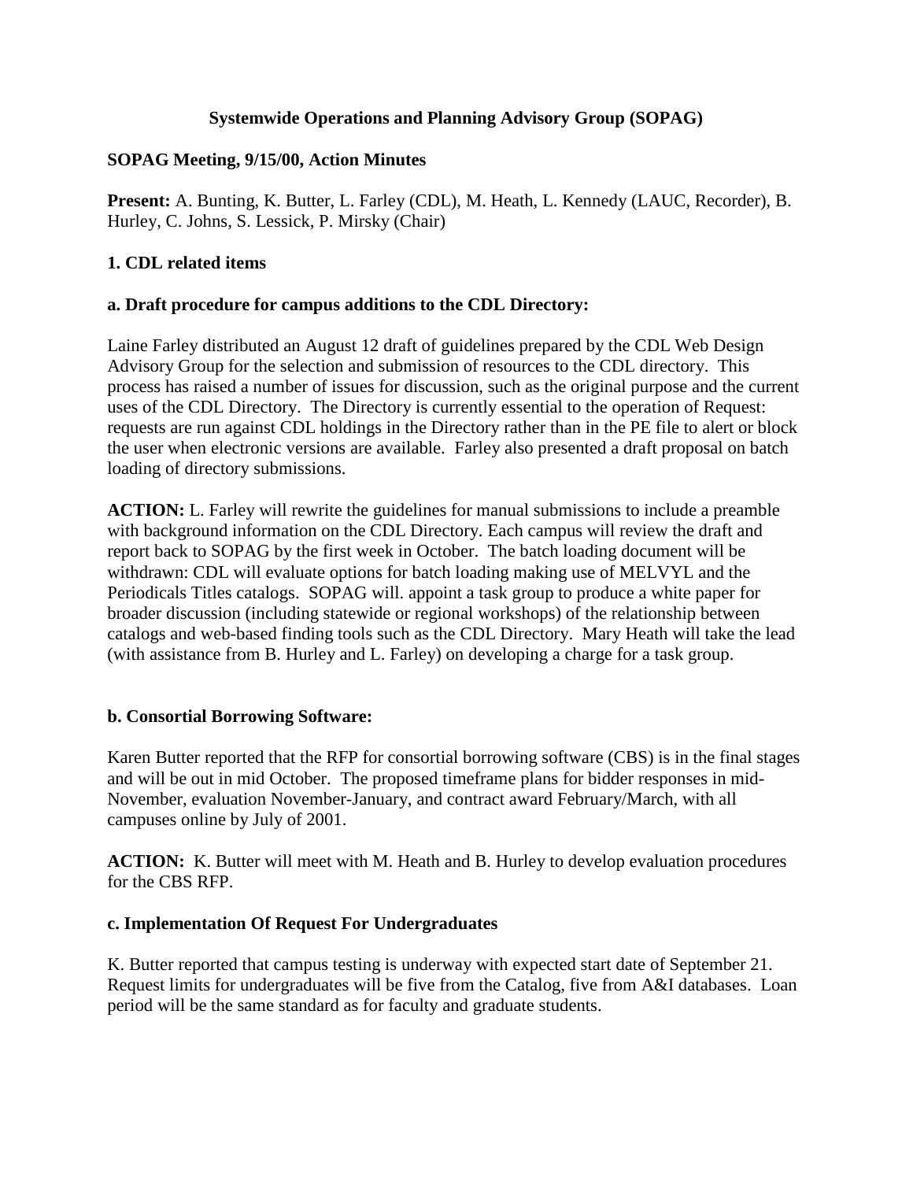# Systemwide Operations and Planning Advisory Group (SOPAG)

**SOPAG Meeting, 9/15/00, Action Minutes**

**Present:** A. Bunting, K. Butter, L. Farley (CDL), M. Heath, L. Kennedy (LAUC, Recorder), B. Hurley, C. Johns, S. Lessick, P. Mirsky (Chair)

## 1. CDL related items

### a. Draft procedure for campus additions to the CDL Directory:

Laine Farley distributed an August 12 draft of guidelines prepared by the CDL Web Design Advisory Group for the selection and submission of resources to the CDL directory. This process has raised a number of issues for discussion, such as the original purpose and the current uses of the CDL Directory. The Directory is currently essential to the operation of Request: requests are run against CDL holdings in the Directory rather than in the PE file to alert or block the user when electronic versions are available. Farley also presented a draft proposal on batch loading of directory submissions.

**ACTION:** L. Farley will rewrite the guidelines for manual submissions to include a preamble with background information on the CDL Directory. Each campus will review the draft and report back to SOPAG by the first week in October. The batch loading document will be withdrawn: CDL will evaluate options for batch loading making use of MELVYL and the Periodicals Titles catalogs. SOPAG will. appoint a task group to produce a white paper for broader discussion (including statewide or regional workshops) of the relationship between catalogs and web-based finding tools such as the CDL Directory. Mary Heath will take the lead (with assistance from B. Hurley and L. Farley) on developing a charge for a task group.

### b. Consortial Borrowing Software:

Karen Butter reported that the RFP for consortial borrowing software (CBS) is in the final stages and will be out in mid October. The proposed timeframe plans for bidder responses in mid-November, evaluation November-January, and contract award February/March, with all campuses online by July of 2001.

**ACTION:** K. Butter will meet with M. Heath and B. Hurley to develop evaluation procedures for the CBS RFP.

### c. Implementation Of Request For Undergraduates

K. Butter reported that campus testing is underway with expected start date of September 21. Request limits for undergraduates will be five from the Catalog, five from A&I databases. Loan period will be the same standard as for faculty and graduate students.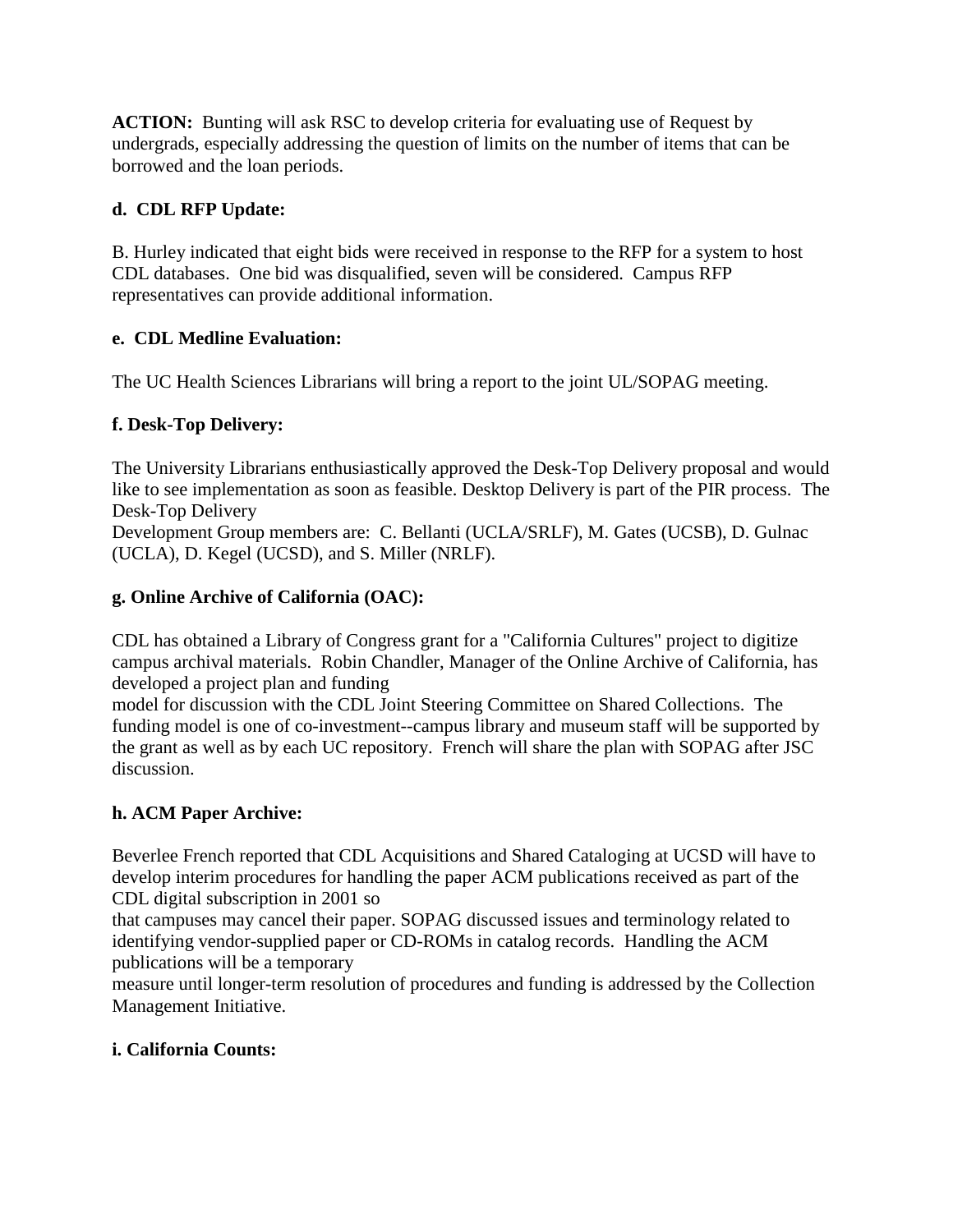**ACTION:** Bunting will ask RSC to develop criteria for evaluating use of Request by undergrads, especially addressing the question of limits on the number of items that can be borrowed and the loan periods.

**d. CDL RFP Update:**

B. Hurley indicated that eight bids were received in response to the RFP for a system to host CDL databases. One bid was disqualified, seven will be considered. Campus RFP representatives can provide additional information.

**e. CDL Medline Evaluation:**

The UC Health Sciences Librarians will bring a report to the joint UL/SOPAG meeting.

**f. Desk-Top Delivery:**

The University Librarians enthusiastically approved the Desk-Top Delivery proposal and would like to see implementation as soon as feasible. Desktop Delivery is part of the PIR process. The Desk-Top Delivery
Development Group members are: C. Bellanti (UCLA/SRLF), M. Gates (UCSB), D. Gulnac (UCLA), D. Kegel (UCSD), and S. Miller (NRLF).

**g. Online Archive of California (OAC):**

CDL has obtained a Library of Congress grant for a "California Cultures" project to digitize campus archival materials. Robin Chandler, Manager of the Online Archive of California, has developed a project plan and funding
model for discussion with the CDL Joint Steering Committee on Shared Collections. The funding model is one of co-investment--campus library and museum staff will be supported by the grant as well as by each UC repository. French will share the plan with SOPAG after JSC discussion.

**h. ACM Paper Archive:**

Beverlee French reported that CDL Acquisitions and Shared Cataloging at UCSD will have to develop interim procedures for handling the paper ACM publications received as part of the CDL digital subscription in 2001 so
that campuses may cancel their paper. SOPAG discussed issues and terminology related to identifying vendor-supplied paper or CD-ROMs in catalog records. Handling the ACM publications will be a temporary
measure until longer-term resolution of procedures and funding is addressed by the Collection Management Initiative.

**i. California Counts:**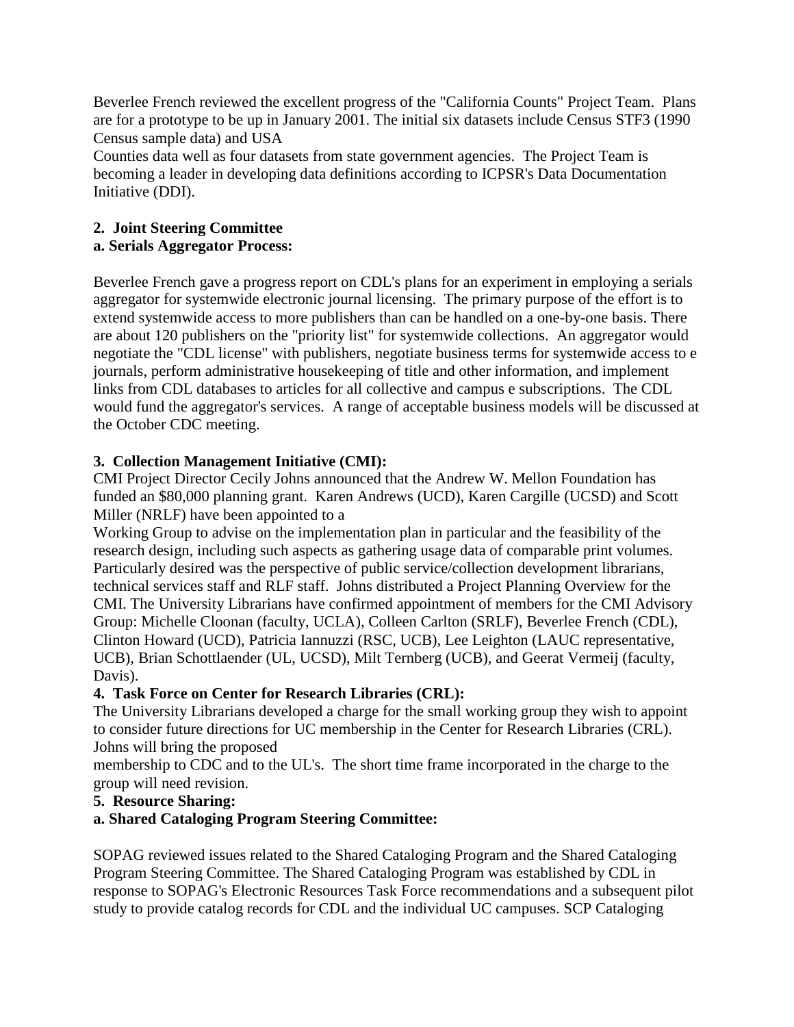Beverlee French reviewed the excellent progress of the "California Counts" Project Team. Plans are for a prototype to be up in January 2001. The initial six datasets include Census STF3 (1990 Census sample data) and USA

Counties data well as four datasets from state government agencies. The Project Team is becoming a leader in developing data definitions according to ICPSR's Data Documentation Initiative (DDI).

**2. Joint Steering Committee**

**a. Serials Aggregator Process:**

Beverlee French gave a progress report on CDL's plans for an experiment in employing a serials aggregator for systemwide electronic journal licensing. The primary purpose of the effort is to extend systemwide access to more publishers than can be handled on a one-by-one basis. There are about 120 publishers on the "priority list" for systemwide collections. An aggregator would negotiate the "CDL license" with publishers, negotiate business terms for systemwide access to e journals, perform administrative housekeeping of title and other information, and implement links from CDL databases to articles for all collective and campus e subscriptions. The CDL would fund the aggregator's services. A range of acceptable business models will be discussed at the October CDC meeting.

**3. Collection Management Initiative (CMI):**

CMI Project Director Cecily Johns announced that the Andrew W. Mellon Foundation has funded an $80,000 planning grant. Karen Andrews (UCD), Karen Cargille (UCSD) and Scott Miller (NRLF) have been appointed to a

Working Group to advise on the implementation plan in particular and the feasibility of the research design, including such aspects as gathering usage data of comparable print volumes. Particularly desired was the perspective of public service/collection development librarians, technical services staff and RLF staff. Johns distributed a Project Planning Overview for the CMI. The University Librarians have confirmed appointment of members for the CMI Advisory Group: Michelle Cloonan (faculty, UCLA), Colleen Carlton (SRLF), Beverlee French (CDL), Clinton Howard (UCD), Patricia Iannuzzi (RSC, UCB), Lee Leighton (LAUC representative, UCB), Brian Schottlaender (UL, UCSD), Milt Ternberg (UCB), and Geerat Vermeij (faculty, Davis).

**4. Task Force on Center for Research Libraries (CRL):**

The University Librarians developed a charge for the small working group they wish to appoint to consider future directions for UC membership in the Center for Research Libraries (CRL). Johns will bring the proposed

membership to CDC and to the UL's. The short time frame incorporated in the charge to the group will need revision.

**5. Resource Sharing:**

**a. Shared Cataloging Program Steering Committee:**

SOPAG reviewed issues related to the Shared Cataloging Program and the Shared Cataloging Program Steering Committee. The Shared Cataloging Program was established by CDL in response to SOPAG's Electronic Resources Task Force recommendations and a subsequent pilot study to provide catalog records for CDL and the individual UC campuses. SCP Cataloging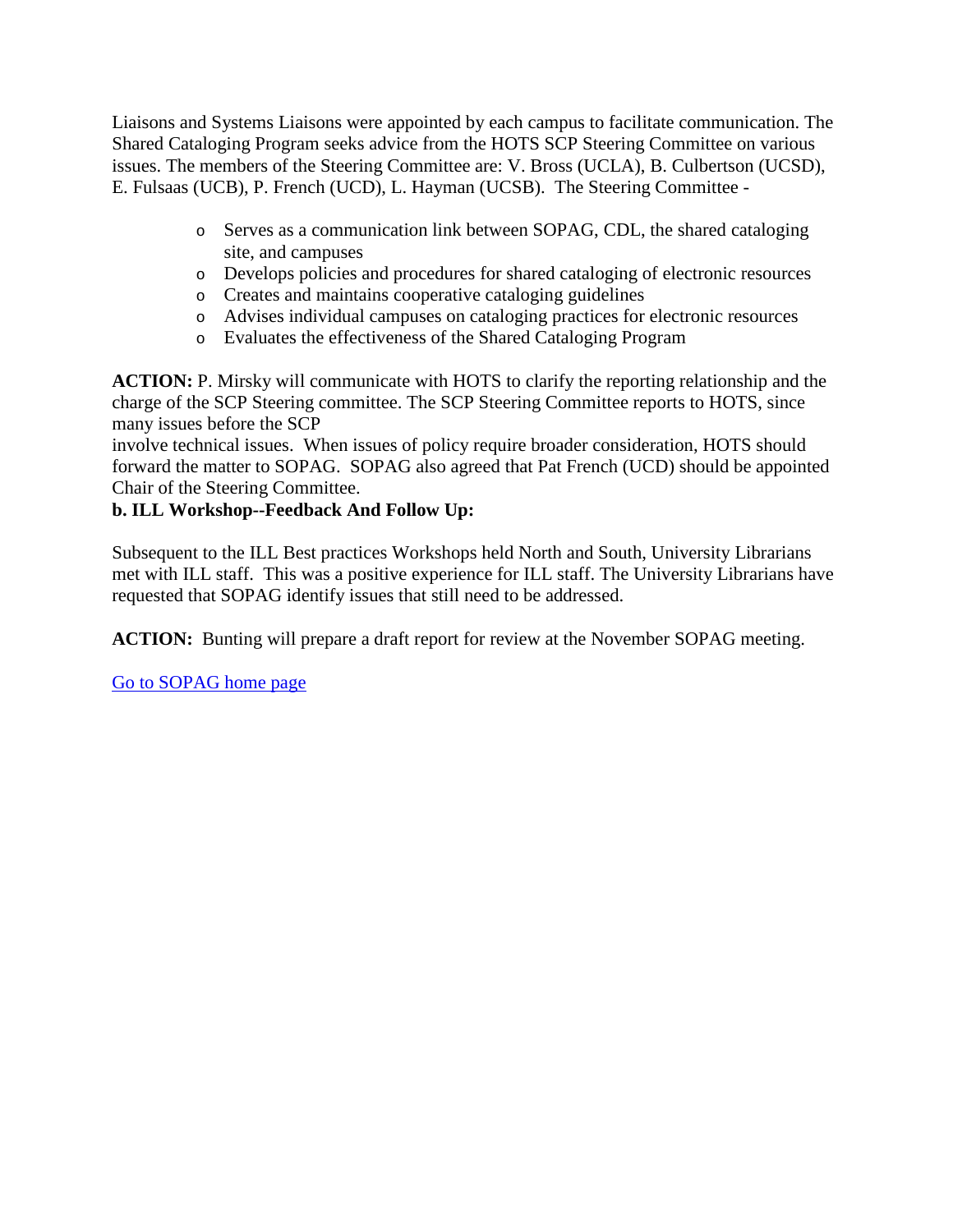Liaisons and Systems Liaisons were appointed by each campus to facilitate communication. The Shared Cataloging Program seeks advice from the HOTS SCP Steering Committee on various issues. The members of the Steering Committee are: V. Bross (UCLA), B. Culbertson (UCSD), E. Fulsaas (UCB), P. French (UCD), L. Hayman (UCSB). The Steering Committee -

- Serves as a communication link between SOPAG, CDL, the shared cataloging site, and campuses
- Develops policies and procedures for shared cataloging of electronic resources
- Creates and maintains cooperative cataloging guidelines
- Advises individual campuses on cataloging practices for electronic resources
- Evaluates the effectiveness of the Shared Cataloging Program

**ACTION:** P. Mirsky will communicate with HOTS to clarify the reporting relationship and the charge of the SCP Steering committee. The SCP Steering Committee reports to HOTS, since many issues before the SCP involve technical issues. When issues of policy require broader consideration, HOTS should forward the matter to SOPAG. SOPAG also agreed that Pat French (UCD) should be appointed Chair of the Steering Committee.

**b. ILL Workshop--Feedback And Follow Up:**

Subsequent to the ILL Best practices Workshops held North and South, University Librarians met with ILL staff. This was a positive experience for ILL staff. The University Librarians have requested that SOPAG identify issues that still need to be addressed.

**ACTION:** Bunting will prepare a draft report for review at the November SOPAG meeting.

Go to SOPAG home page